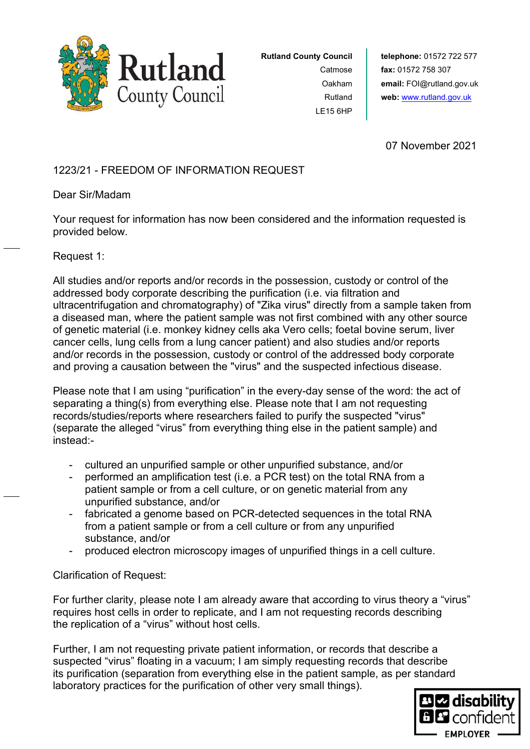**Rutland County Council**
Catmose
Oakham
Rutland
LE15 6HP

**telephone:** 01572 722 577
**fax:** 01572 758 307
**email:** FOI@rutland.gov.uk
**web:** www.rutland.gov.uk

07 November 2021

1223/21 - FREEDOM OF INFORMATION REQUEST

Dear Sir/Madam

Your request for information has now been considered and the information requested is provided below.

Request 1:

All studies and/or reports and/or records in the possession, custody or control of the addressed body corporate describing the purification (i.e. via filtration and ultracentrifugation and chromatography) of "Zika virus" directly from a sample taken from a diseased man, where the patient sample was not first combined with any other source of genetic material (i.e. monkey kidney cells aka Vero cells; foetal bovine serum, liver cancer cells, lung cells from a lung cancer patient) and also studies and/or reports and/or records in the possession, custody or control of the addressed body corporate and proving a causation between the "virus" and the suspected infectious disease.

Please note that I am using "purification" in the every-day sense of the word: the act of separating a thing(s) from everything else. Please note that I am not requesting records/studies/reports where researchers failed to purify the suspected "virus" (separate the alleged "virus" from everything thing else in the patient sample) and instead:-

- cultured an unpurified sample or other unpurified substance, and/or
- performed an amplification test (i.e. a PCR test) on the total RNA from a patient sample or from a cell culture, or on genetic material from any unpurified substance, and/or
- fabricated a genome based on PCR-detected sequences in the total RNA from a patient sample or from a cell culture or from any unpurified substance, and/or
- produced electron microscopy images of unpurified things in a cell culture.

Clarification of Request:

For further clarity, please note I am already aware that according to virus theory a "virus" requires host cells in order to replicate, and I am not requesting records describing the replication of a "virus" without host cells.

Further, I am not requesting private patient information, or records that describe a suspected "virus" floating in a vacuum; I am simply requesting records that describe its purification (separation from everything else in the patient sample, as per standard laboratory practices for the purification of other very small things).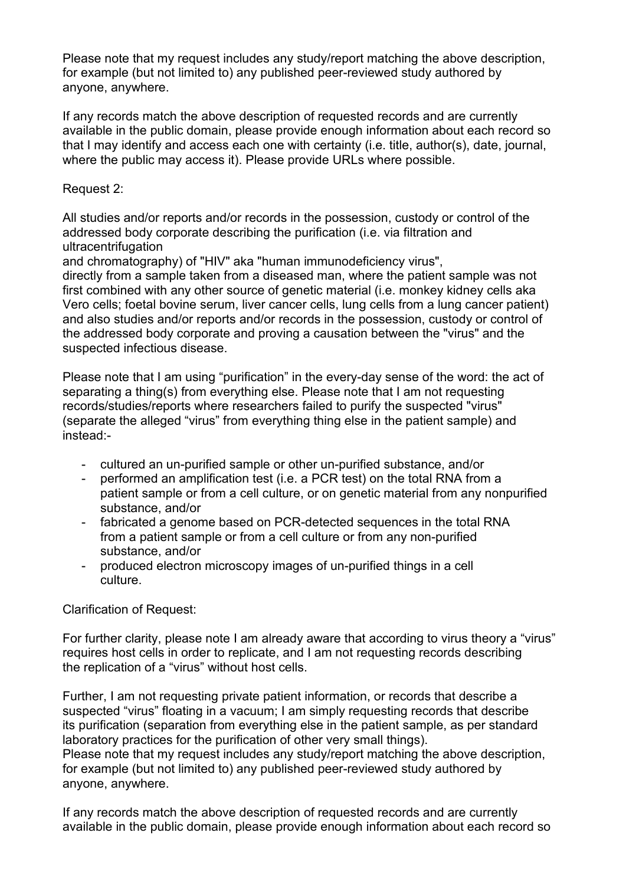Please note that my request includes any study/report matching the above description, for example (but not limited to) any published peer-reviewed study authored by anyone, anywhere.

If any records match the above description of requested records and are currently available in the public domain, please provide enough information about each record so that I may identify and access each one with certainty (i.e. title, author(s), date, journal, where the public may access it). Please provide URLs where possible.

Request 2:

All studies and/or reports and/or records in the possession, custody or control of the addressed body corporate describing the purification (i.e. via filtration and ultracentrifugation and chromatography) of "HIV" aka "human immunodeficiency virus", directly from a sample taken from a diseased man, where the patient sample was not first combined with any other source of genetic material (i.e. monkey kidney cells aka Vero cells; foetal bovine serum, liver cancer cells, lung cells from a lung cancer patient) and also studies and/or reports and/or records in the possession, custody or control of the addressed body corporate and proving a causation between the "virus" and the suspected infectious disease.

Please note that I am using “purification” in the every-day sense of the word: the act of separating a thing(s) from everything else. Please note that I am not requesting records/studies/reports where researchers failed to purify the suspected "virus" (separate the alleged “virus” from everything thing else in the patient sample) and instead:-

- cultured an un-purified sample or other un-purified substance, and/or
- performed an amplification test (i.e. a PCR test) on the total RNA from a patient sample or from a cell culture, or on genetic material from any nonpurified substance, and/or
- fabricated a genome based on PCR-detected sequences in the total RNA from a patient sample or from a cell culture or from any non-purified substance, and/or
- produced electron microscopy images of un-purified things in a cell culture.

Clarification of Request:

For further clarity, please note I am already aware that according to virus theory a “virus” requires host cells in order to replicate, and I am not requesting records describing the replication of a “virus” without host cells.

Further, I am not requesting private patient information, or records that describe a suspected “virus” floating in a vacuum; I am simply requesting records that describe its purification (separation from everything else in the patient sample, as per standard laboratory practices for the purification of other very small things).
Please note that my request includes any study/report matching the above description, for example (but not limited to) any published peer-reviewed study authored by anyone, anywhere.

If any records match the above description of requested records and are currently available in the public domain, please provide enough information about each record so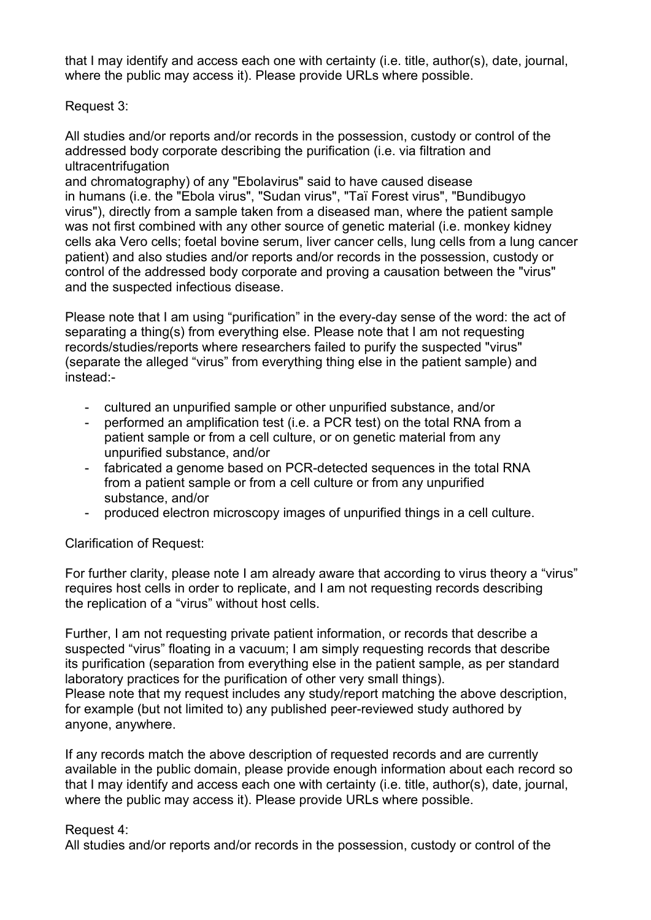that I may identify and access each one with certainty (i.e. title, author(s), date, journal, where the public may access it). Please provide URLs where possible.

Request 3:

All studies and/or reports and/or records in the possession, custody or control of the addressed body corporate describing the purification (i.e. via filtration and ultracentrifugation
and chromatography) of any "Ebolavirus" said to have caused disease
in humans (i.e. the "Ebola virus", "Sudan virus", "Taï Forest virus", "Bundibugyo virus"), directly from a sample taken from a diseased man, where the patient sample was not first combined with any other source of genetic material (i.e. monkey kidney cells aka Vero cells; foetal bovine serum, liver cancer cells, lung cells from a lung cancer patient) and also studies and/or reports and/or records in the possession, custody or control of the addressed body corporate and proving a causation between the "virus" and the suspected infectious disease.

Please note that I am using “purification” in the every-day sense of the word: the act of separating a thing(s) from everything else. Please note that I am not requesting records/studies/reports where researchers failed to purify the suspected "virus" (separate the alleged “virus” from everything thing else in the patient sample) and instead:-

- cultured an unpurified sample or other unpurified substance, and/or
- performed an amplification test (i.e. a PCR test) on the total RNA from a patient sample or from a cell culture, or on genetic material from any unpurified substance, and/or
- fabricated a genome based on PCR-detected sequences in the total RNA from a patient sample or from a cell culture or from any unpurified substance, and/or
- produced electron microscopy images of unpurified things in a cell culture.

Clarification of Request:

For further clarity, please note I am already aware that according to virus theory a “virus” requires host cells in order to replicate, and I am not requesting records describing the replication of a “virus” without host cells.

Further, I am not requesting private patient information, or records that describe a suspected “virus” floating in a vacuum; I am simply requesting records that describe its purification (separation from everything else in the patient sample, as per standard laboratory practices for the purification of other very small things).
Please note that my request includes any study/report matching the above description, for example (but not limited to) any published peer-reviewed study authored by anyone, anywhere.

If any records match the above description of requested records and are currently available in the public domain, please provide enough information about each record so that I may identify and access each one with certainty (i.e. title, author(s), date, journal, where the public may access it). Please provide URLs where possible.

Request 4:
All studies and/or reports and/or records in the possession, custody or control of the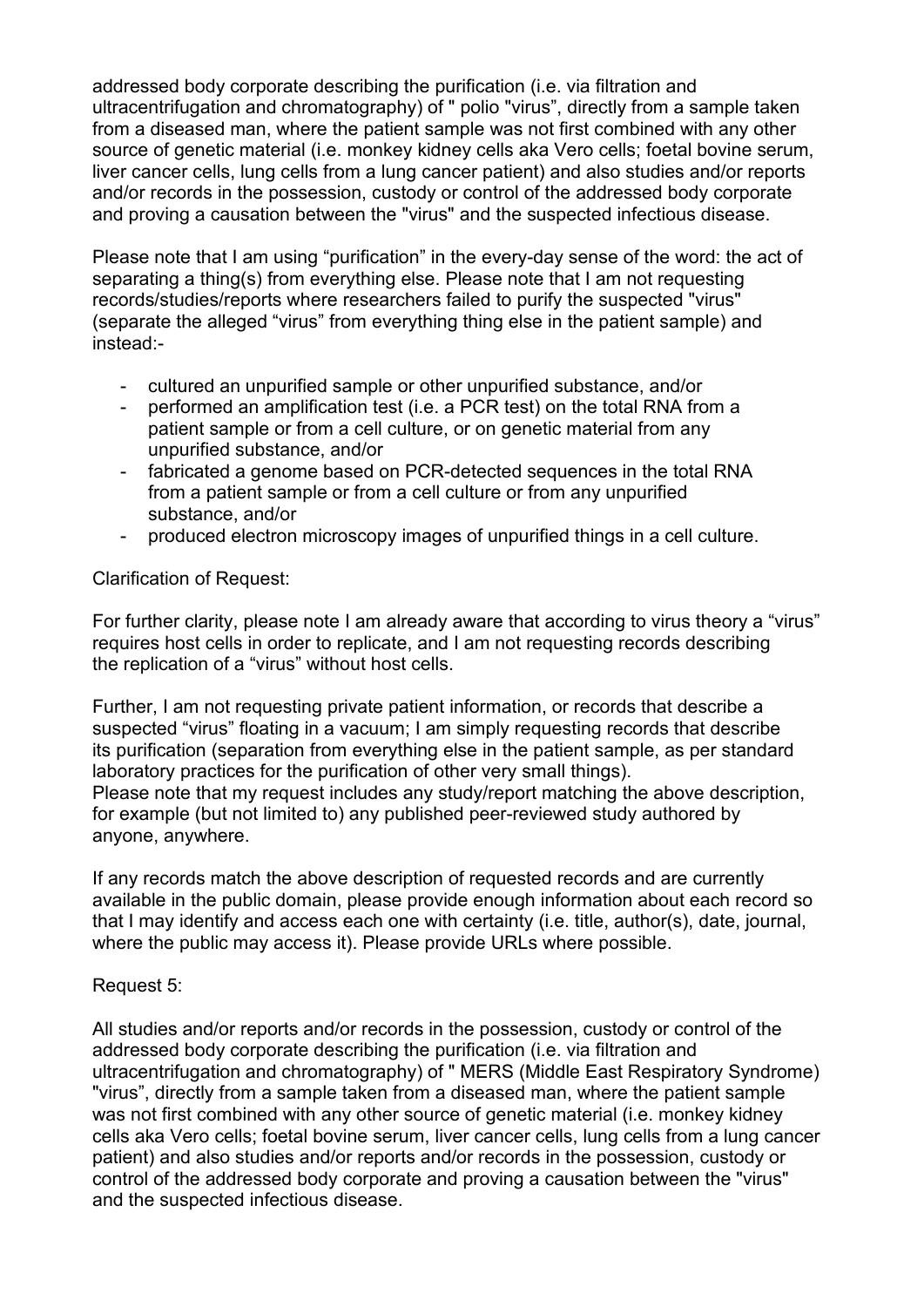addressed body corporate describing the purification (i.e. via filtration and ultracentrifugation and chromatography) of " polio "virus”, directly from a sample taken from a diseased man, where the patient sample was not first combined with any other source of genetic material (i.e. monkey kidney cells aka Vero cells; foetal bovine serum, liver cancer cells, lung cells from a lung cancer patient) and also studies and/or reports and/or records in the possession, custody or control of the addressed body corporate and proving a causation between the "virus" and the suspected infectious disease.

Please note that I am using “purification” in the every-day sense of the word: the act of separating a thing(s) from everything else. Please note that I am not requesting records/studies/reports where researchers failed to purify the suspected "virus" (separate the alleged “virus” from everything thing else in the patient sample) and instead:-

- cultured an unpurified sample or other unpurified substance, and/or
- performed an amplification test (i.e. a PCR test) on the total RNA from a patient sample or from a cell culture, or on genetic material from any unpurified substance, and/or
- fabricated a genome based on PCR-detected sequences in the total RNA from a patient sample or from a cell culture or from any unpurified substance, and/or
- produced electron microscopy images of unpurified things in a cell culture.

Clarification of Request:

For further clarity, please note I am already aware that according to virus theory a “virus” requires host cells in order to replicate, and I am not requesting records describing the replication of a “virus” without host cells.

Further, I am not requesting private patient information, or records that describe a suspected “virus” floating in a vacuum; I am simply requesting records that describe its purification (separation from everything else in the patient sample, as per standard laboratory practices for the purification of other very small things).
Please note that my request includes any study/report matching the above description, for example (but not limited to) any published peer-reviewed study authored by anyone, anywhere.

If any records match the above description of requested records and are currently available in the public domain, please provide enough information about each record so that I may identify and access each one with certainty (i.e. title, author(s), date, journal, where the public may access it). Please provide URLs where possible.

Request 5:

All studies and/or reports and/or records in the possession, custody or control of the addressed body corporate describing the purification (i.e. via filtration and ultracentrifugation and chromatography) of " MERS (Middle East Respiratory Syndrome) "virus”, directly from a sample taken from a diseased man, where the patient sample was not first combined with any other source of genetic material (i.e. monkey kidney cells aka Vero cells; foetal bovine serum, liver cancer cells, lung cells from a lung cancer patient) and also studies and/or reports and/or records in the possession, custody or control of the addressed body corporate and proving a causation between the "virus" and the suspected infectious disease.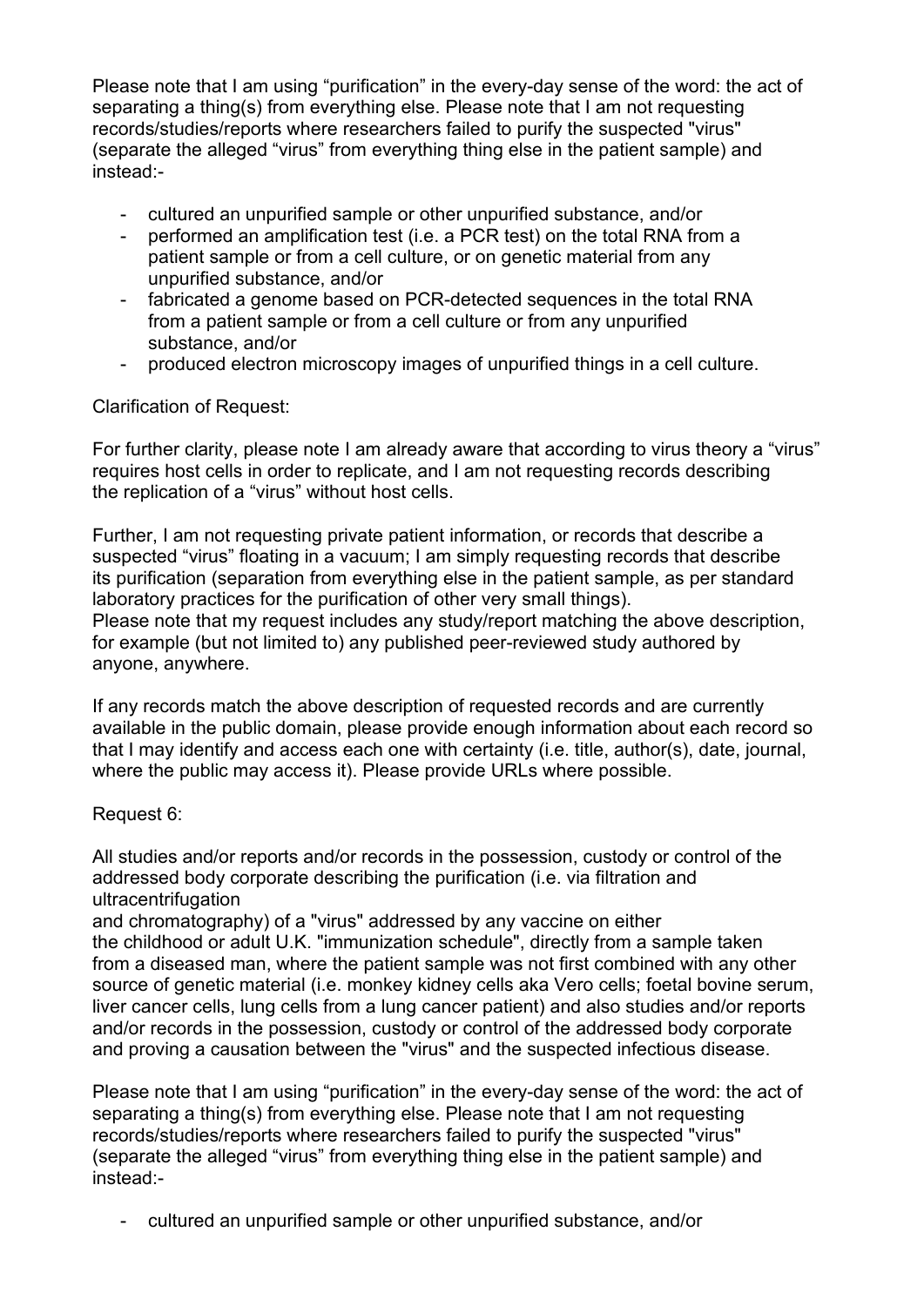Please note that I am using “purification” in the every-day sense of the word: the act of separating a thing(s) from everything else. Please note that I am not requesting records/studies/reports where researchers failed to purify the suspected "virus" (separate the alleged “virus” from everything thing else in the patient sample) and instead:-

- cultured an unpurified sample or other unpurified substance, and/or
- performed an amplification test (i.e. a PCR test) on the total RNA from a patient sample or from a cell culture, or on genetic material from any unpurified substance, and/or
- fabricated a genome based on PCR-detected sequences in the total RNA from a patient sample or from a cell culture or from any unpurified substance, and/or
- produced electron microscopy images of unpurified things in a cell culture.

Clarification of Request:

For further clarity, please note I am already aware that according to virus theory a “virus” requires host cells in order to replicate, and I am not requesting records describing the replication of a “virus” without host cells.

Further, I am not requesting private patient information, or records that describe a suspected “virus” floating in a vacuum; I am simply requesting records that describe its purification (separation from everything else in the patient sample, as per standard laboratory practices for the purification of other very small things).
Please note that my request includes any study/report matching the above description, for example (but not limited to) any published peer-reviewed study authored by anyone, anywhere.

If any records match the above description of requested records and are currently available in the public domain, please provide enough information about each record so that I may identify and access each one with certainty (i.e. title, author(s), date, journal, where the public may access it). Please provide URLs where possible.

Request 6:

All studies and/or reports and/or records in the possession, custody or control of the addressed body corporate describing the purification (i.e. via filtration and ultracentrifugation
and chromatography) of a "virus" addressed by any vaccine on either
the childhood or adult U.K. "immunization schedule", directly from a sample taken from a diseased man, where the patient sample was not first combined with any other source of genetic material (i.e. monkey kidney cells aka Vero cells; foetal bovine serum, liver cancer cells, lung cells from a lung cancer patient) and also studies and/or reports and/or records in the possession, custody or control of the addressed body corporate and proving a causation between the "virus" and the suspected infectious disease.

Please note that I am using “purification” in the every-day sense of the word: the act of separating a thing(s) from everything else. Please note that I am not requesting records/studies/reports where researchers failed to purify the suspected "virus" (separate the alleged “virus” from everything thing else in the patient sample) and instead:-

- cultured an unpurified sample or other unpurified substance, and/or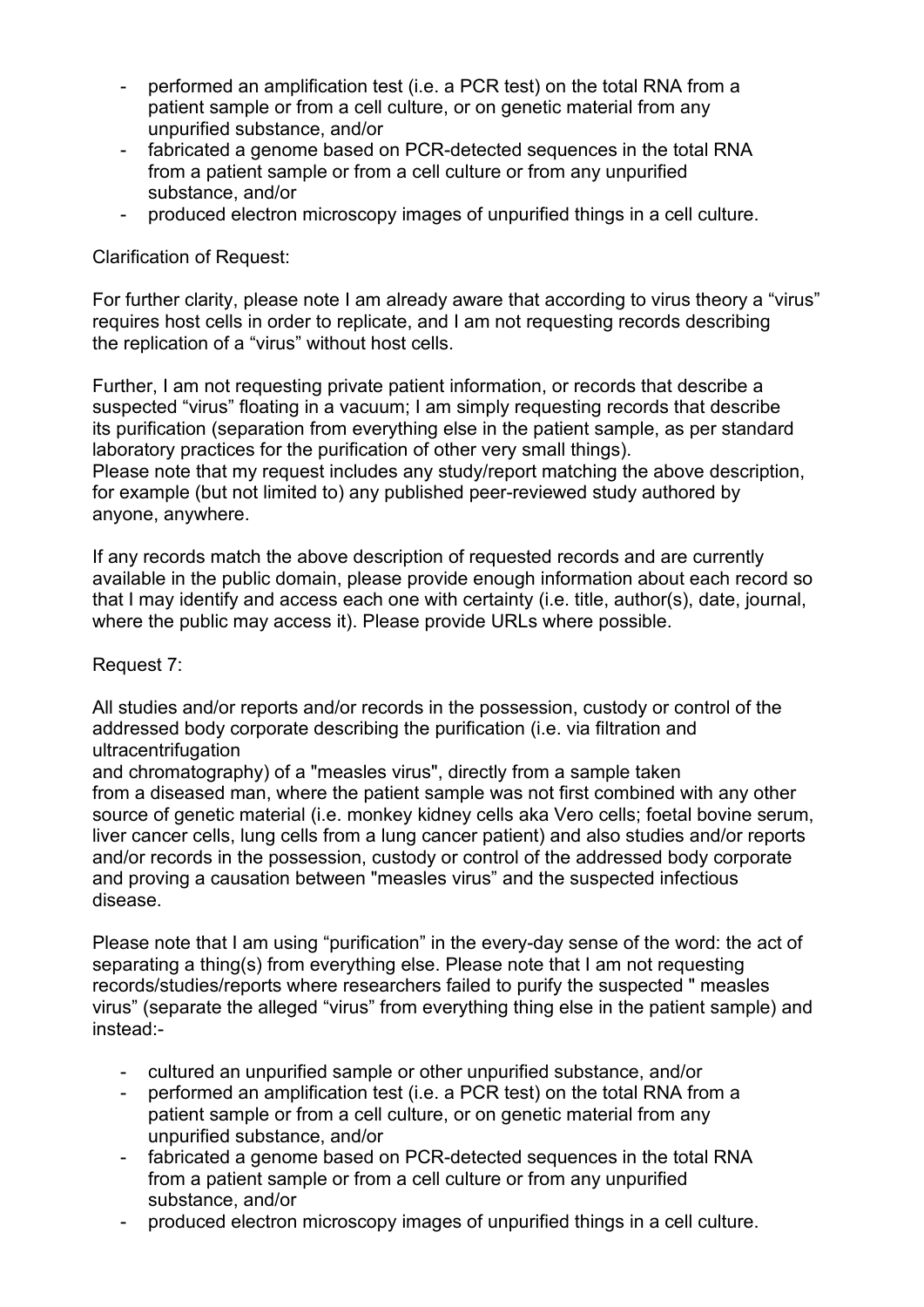- performed an amplification test (i.e. a PCR test) on the total RNA from a patient sample or from a cell culture, or on genetic material from any unpurified substance, and/or
- fabricated a genome based on PCR-detected sequences in the total RNA from a patient sample or from a cell culture or from any unpurified substance, and/or
- produced electron microscopy images of unpurified things in a cell culture.

Clarification of Request:

For further clarity, please note I am already aware that according to virus theory a "virus" requires host cells in order to replicate, and I am not requesting records describing the replication of a "virus" without host cells.

Further, I am not requesting private patient information, or records that describe a suspected "virus" floating in a vacuum; I am simply requesting records that describe its purification (separation from everything else in the patient sample, as per standard laboratory practices for the purification of other very small things).
Please note that my request includes any study/report matching the above description, for example (but not limited to) any published peer-reviewed study authored by anyone, anywhere.

If any records match the above description of requested records and are currently available in the public domain, please provide enough information about each record so that I may identify and access each one with certainty (i.e. title, author(s), date, journal, where the public may access it). Please provide URLs where possible.

Request 7:

All studies and/or reports and/or records in the possession, custody or control of the addressed body corporate describing the purification (i.e. via filtration and ultracentrifugation
and chromatography) of a "measles virus", directly from a sample taken from a diseased man, where the patient sample was not first combined with any other source of genetic material (i.e. monkey kidney cells aka Vero cells; foetal bovine serum, liver cancer cells, lung cells from a lung cancer patient) and also studies and/or reports and/or records in the possession, custody or control of the addressed body corporate and proving a causation between "measles virus" and the suspected infectious disease.

Please note that I am using "purification" in the every-day sense of the word: the act of separating a thing(s) from everything else. Please note that I am not requesting records/studies/reports where researchers failed to purify the suspected " measles virus" (separate the alleged "virus" from everything thing else in the patient sample) and instead:-

- cultured an unpurified sample or other unpurified substance, and/or
- performed an amplification test (i.e. a PCR test) on the total RNA from a patient sample or from a cell culture, or on genetic material from any unpurified substance, and/or
- fabricated a genome based on PCR-detected sequences in the total RNA from a patient sample or from a cell culture or from any unpurified substance, and/or
- produced electron microscopy images of unpurified things in a cell culture.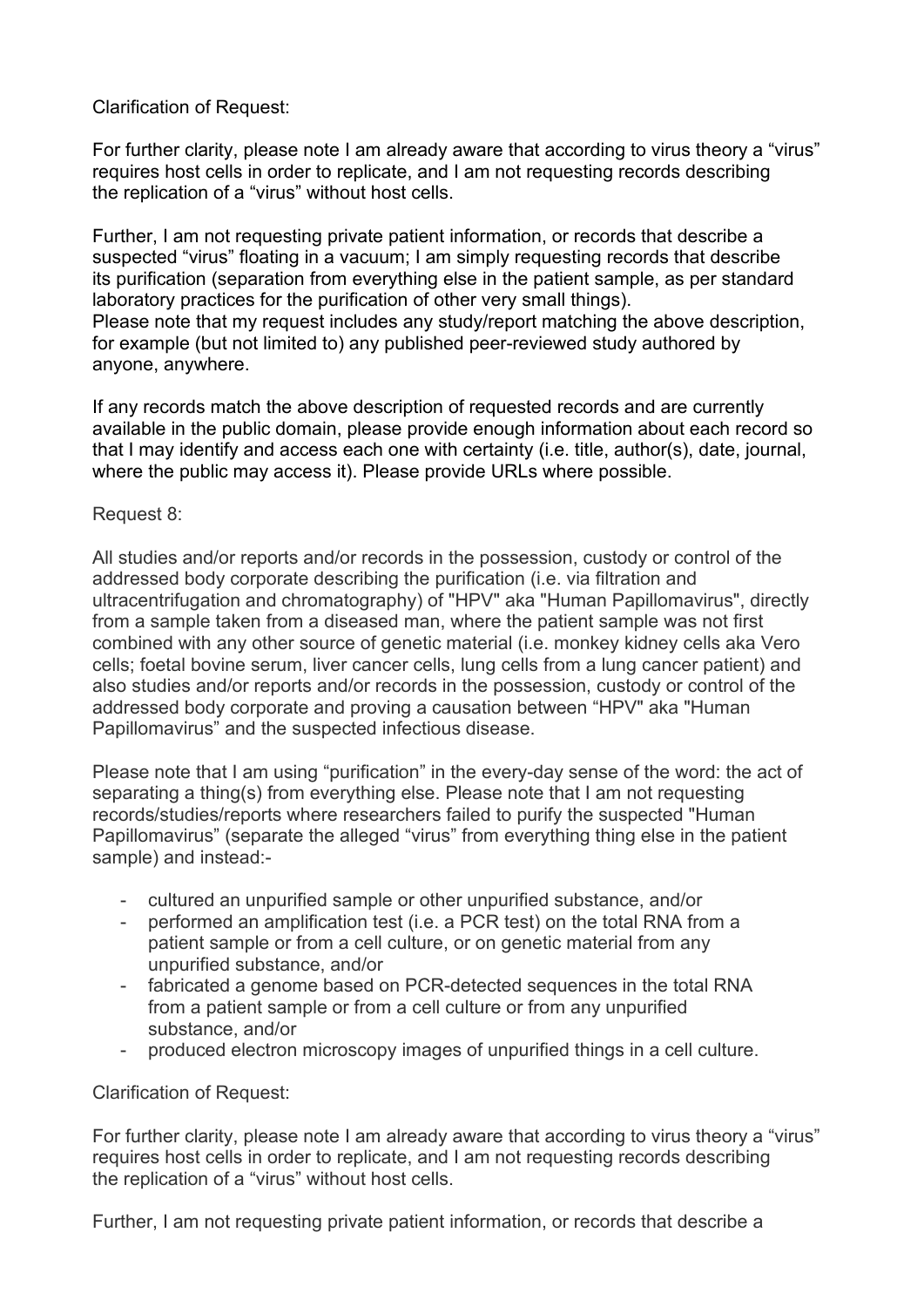Clarification of Request:

For further clarity, please note I am already aware that according to virus theory a “virus” requires host cells in order to replicate, and I am not requesting records describing the replication of a “virus” without host cells.

Further, I am not requesting private patient information, or records that describe a suspected “virus” floating in a vacuum; I am simply requesting records that describe its purification (separation from everything else in the patient sample, as per standard laboratory practices for the purification of other very small things).
Please note that my request includes any study/report matching the above description, for example (but not limited to) any published peer-reviewed study authored by anyone, anywhere.

If any records match the above description of requested records and are currently available in the public domain, please provide enough information about each record so that I may identify and access each one with certainty (i.e. title, author(s), date, journal, where the public may access it). Please provide URLs where possible.

Request 8:

All studies and/or reports and/or records in the possession, custody or control of the addressed body corporate describing the purification (i.e. via filtration and ultracentrifugation and chromatography) of "HPV" aka "Human Papillomavirus", directly from a sample taken from a diseased man, where the patient sample was not first combined with any other source of genetic material (i.e. monkey kidney cells aka Vero cells; foetal bovine serum, liver cancer cells, lung cells from a lung cancer patient) and also studies and/or reports and/or records in the possession, custody or control of the addressed body corporate and proving a causation between “HPV" aka "Human Papillomavirus” and the suspected infectious disease.

Please note that I am using “purification” in the every-day sense of the word: the act of separating a thing(s) from everything else. Please note that I am not requesting records/studies/reports where researchers failed to purify the suspected "Human Papillomavirus” (separate the alleged “virus” from everything thing else in the patient sample) and instead:-

- cultured an unpurified sample or other unpurified substance, and/or
- performed an amplification test (i.e. a PCR test) on the total RNA from a patient sample or from a cell culture, or on genetic material from any unpurified substance, and/or
- fabricated a genome based on PCR-detected sequences in the total RNA from a patient sample or from a cell culture or from any unpurified substance, and/or
- produced electron microscopy images of unpurified things in a cell culture.

Clarification of Request:

For further clarity, please note I am already aware that according to virus theory a “virus” requires host cells in order to replicate, and I am not requesting records describing the replication of a “virus” without host cells.

Further, I am not requesting private patient information, or records that describe a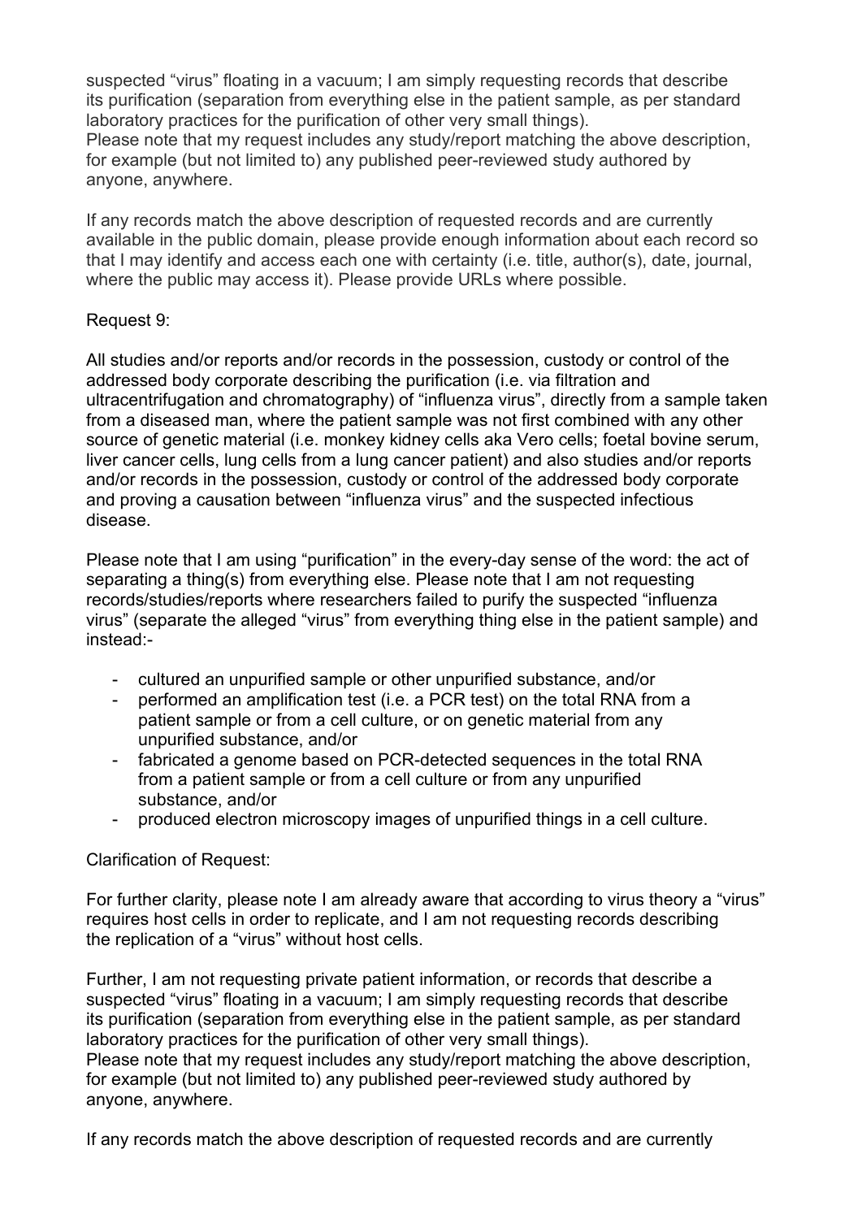suspected "virus" floating in a vacuum; I am simply requesting records that describe its purification (separation from everything else in the patient sample, as per standard laboratory practices for the purification of other very small things).
Please note that my request includes any study/report matching the above description, for example (but not limited to) any published peer-reviewed study authored by anyone, anywhere.

If any records match the above description of requested records and are currently available in the public domain, please provide enough information about each record so that I may identify and access each one with certainty (i.e. title, author(s), date, journal, where the public may access it). Please provide URLs where possible.

Request 9:

All studies and/or reports and/or records in the possession, custody or control of the addressed body corporate describing the purification (i.e. via filtration and ultracentrifugation and chromatography) of "influenza virus", directly from a sample taken from a diseased man, where the patient sample was not first combined with any other source of genetic material (i.e. monkey kidney cells aka Vero cells; foetal bovine serum, liver cancer cells, lung cells from a lung cancer patient) and also studies and/or reports and/or records in the possession, custody or control of the addressed body corporate and proving a causation between "influenza virus" and the suspected infectious disease.

Please note that I am using "purification" in the every-day sense of the word: the act of separating a thing(s) from everything else. Please note that I am not requesting records/studies/reports where researchers failed to purify the suspected "influenza virus" (separate the alleged "virus" from everything thing else in the patient sample) and instead:-

- cultured an unpurified sample or other unpurified substance, and/or
- performed an amplification test (i.e. a PCR test) on the total RNA from a patient sample or from a cell culture, or on genetic material from any unpurified substance, and/or
- fabricated a genome based on PCR-detected sequences in the total RNA from a patient sample or from a cell culture or from any unpurified substance, and/or
- produced electron microscopy images of unpurified things in a cell culture.

Clarification of Request:

For further clarity, please note I am already aware that according to virus theory a "virus" requires host cells in order to replicate, and I am not requesting records describing the replication of a "virus" without host cells.

Further, I am not requesting private patient information, or records that describe a suspected "virus" floating in a vacuum; I am simply requesting records that describe its purification (separation from everything else in the patient sample, as per standard laboratory practices for the purification of other very small things).
Please note that my request includes any study/report matching the above description, for example (but not limited to) any published peer-reviewed study authored by anyone, anywhere.

If any records match the above description of requested records and are currently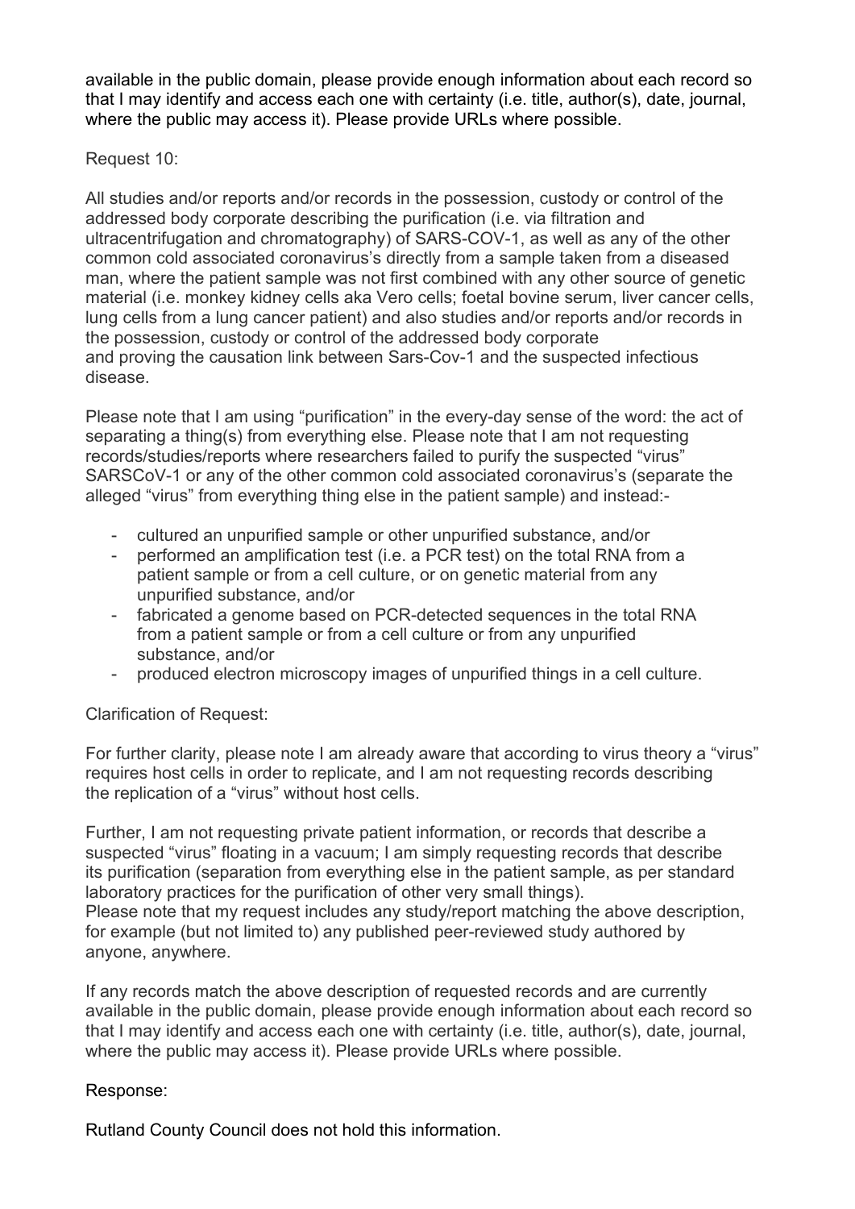available in the public domain, please provide enough information about each record so that I may identify and access each one with certainty (i.e. title, author(s), date, journal, where the public may access it). Please provide URLs where possible.

Request 10:

All studies and/or reports and/or records in the possession, custody or control of the addressed body corporate describing the purification (i.e. via filtration and ultracentrifugation and chromatography) of SARS-COV-1, as well as any of the other common cold associated coronavirus's directly from a sample taken from a diseased man, where the patient sample was not first combined with any other source of genetic material (i.e. monkey kidney cells aka Vero cells; foetal bovine serum, liver cancer cells, lung cells from a lung cancer patient) and also studies and/or reports and/or records in the possession, custody or control of the addressed body corporate and proving the causation link between Sars-Cov-1 and the suspected infectious disease.

Please note that I am using "purification" in the every-day sense of the word: the act of separating a thing(s) from everything else. Please note that I am not requesting records/studies/reports where researchers failed to purify the suspected "virus" SARSCoV-1 or any of the other common cold associated coronavirus's (separate the alleged "virus" from everything thing else in the patient sample) and instead:-

- cultured an unpurified sample or other unpurified substance, and/or
- performed an amplification test (i.e. a PCR test) on the total RNA from a patient sample or from a cell culture, or on genetic material from any unpurified substance, and/or
- fabricated a genome based on PCR-detected sequences in the total RNA from a patient sample or from a cell culture or from any unpurified substance, and/or
- produced electron microscopy images of unpurified things in a cell culture.

Clarification of Request:

For further clarity, please note I am already aware that according to virus theory a "virus" requires host cells in order to replicate, and I am not requesting records describing the replication of a "virus" without host cells.

Further, I am not requesting private patient information, or records that describe a suspected "virus" floating in a vacuum; I am simply requesting records that describe its purification (separation from everything else in the patient sample, as per standard laboratory practices for the purification of other very small things).
Please note that my request includes any study/report matching the above description, for example (but not limited to) any published peer-reviewed study authored by anyone, anywhere.

If any records match the above description of requested records and are currently available in the public domain, please provide enough information about each record so that I may identify and access each one with certainty (i.e. title, author(s), date, journal, where the public may access it). Please provide URLs where possible.

Response:

Rutland County Council does not hold this information.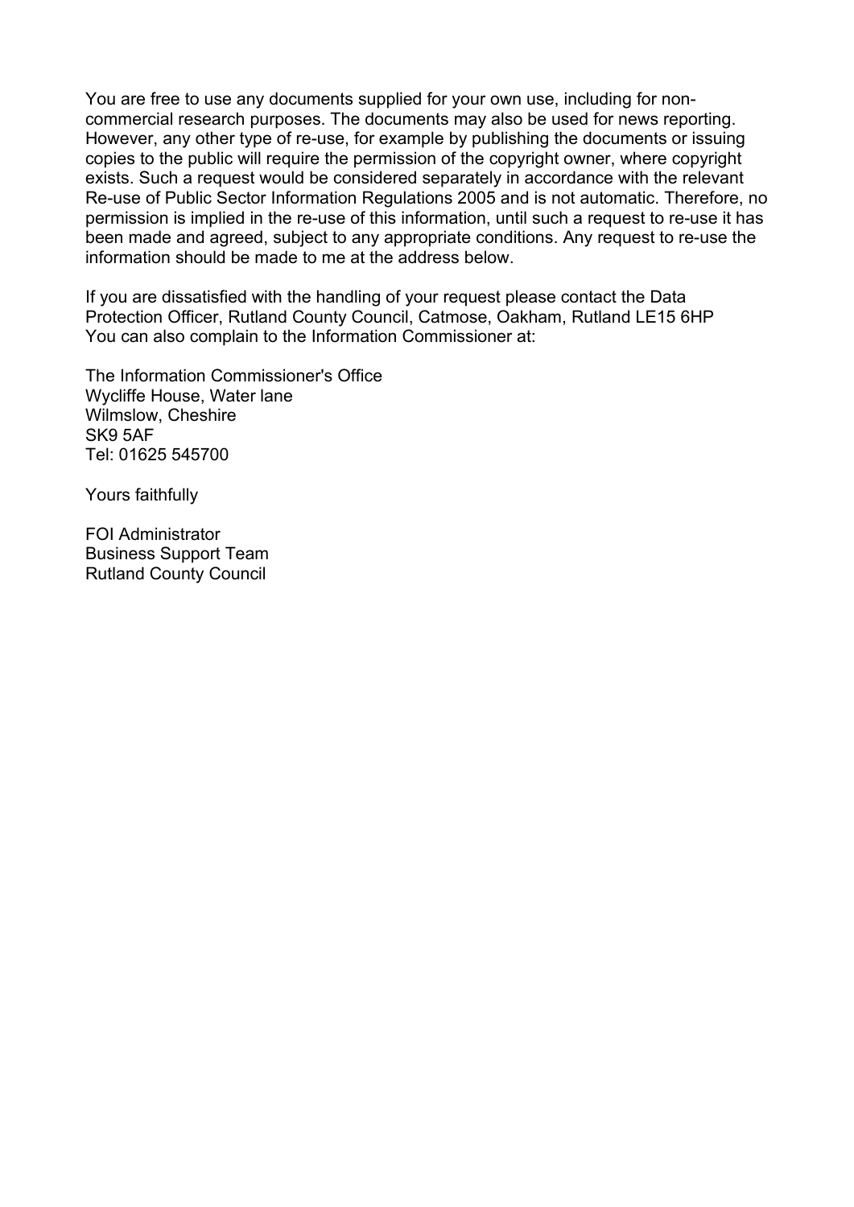You are free to use any documents supplied for your own use, including for non-commercial research purposes. The documents may also be used for news reporting. However, any other type of re-use, for example by publishing the documents or issuing copies to the public will require the permission of the copyright owner, where copyright exists. Such a request would be considered separately in accordance with the relevant Re-use of Public Sector Information Regulations 2005 and is not automatic. Therefore, no permission is implied in the re-use of this information, until such a request to re-use it has been made and agreed, subject to any appropriate conditions. Any request to re-use the information should be made to me at the address below.

If you are dissatisfied with the handling of your request please contact the Data Protection Officer, Rutland County Council, Catmose, Oakham, Rutland LE15 6HP
You can also complain to the Information Commissioner at:

The Information Commissioner's Office
Wycliffe House, Water lane
Wilmslow, Cheshire
SK9 5AF
Tel: 01625 545700

Yours faithfully

FOI Administrator
Business Support Team
Rutland County Council